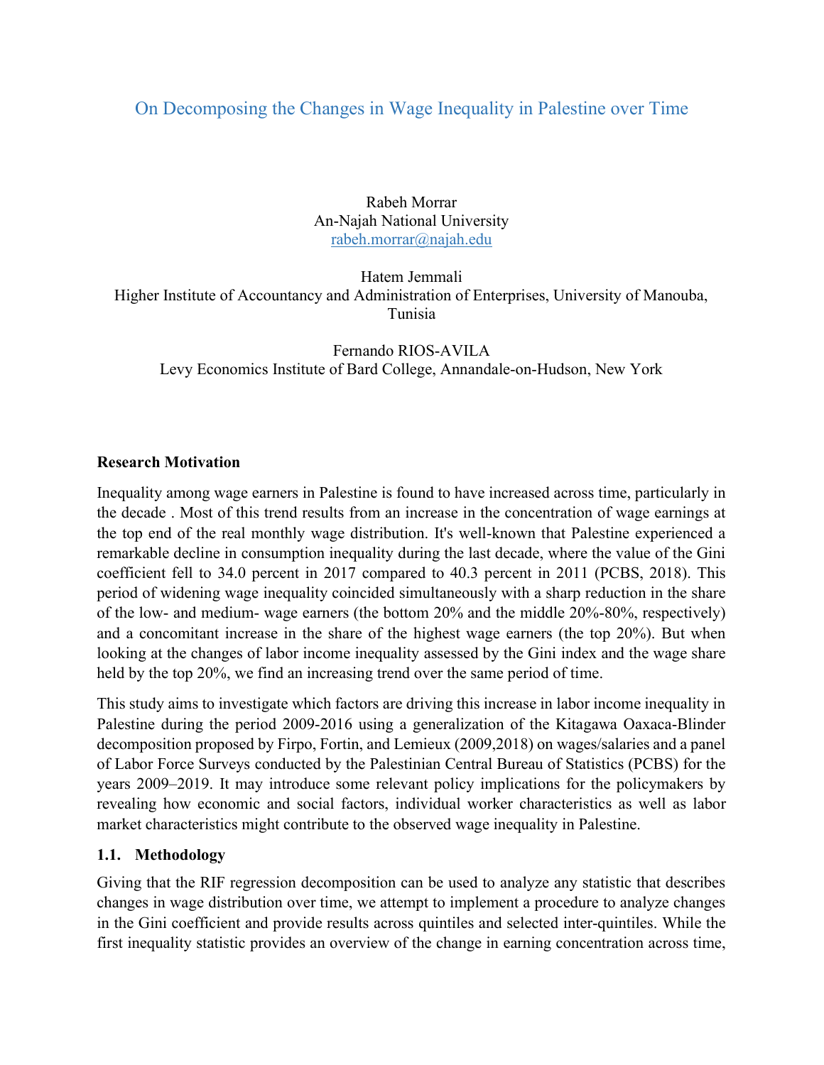# On Decomposing the Changes in Wage Inequality in Palestine over Time

Rabeh Morrar
An-Najah National University
rabeh.morrar@najah.edu

Hatem Jemmali
Higher Institute of Accountancy and Administration of Enterprises, University of Manouba, Tunisia

Fernando RIOS-AVILA
Levy Economics Institute of Bard College, Annandale-on-Hudson, New York

## Research Motivation

Inequality among wage earners in Palestine is found to have increased across time, particularly in the decade . Most of this trend results from an increase in the concentration of wage earnings at the top end of the real monthly wage distribution. It's well-known that Palestine experienced a remarkable decline in consumption inequality during the last decade, where the value of the Gini coefficient fell to 34.0 percent in 2017 compared to 40.3 percent in 2011 (PCBS, 2018). This period of widening wage inequality coincided simultaneously with a sharp reduction in the share of the low- and medium- wage earners (the bottom 20% and the middle 20%-80%, respectively) and a concomitant increase in the share of the highest wage earners (the top 20%). But when looking at the changes of labor income inequality assessed by the Gini index and the wage share held by the top 20%, we find an increasing trend over the same period of time.

This study aims to investigate which factors are driving this increase in labor income inequality in Palestine during the period 2009-2016 using a generalization of the Kitagawa Oaxaca-Blinder decomposition proposed by Firpo, Fortin, and Lemieux (2009,2018) on wages/salaries and a panel of Labor Force Surveys conducted by the Palestinian Central Bureau of Statistics (PCBS) for the years 2009–2019. It may introduce some relevant policy implications for the policymakers by revealing how economic and social factors, individual worker characteristics as well as labor market characteristics might contribute to the observed wage inequality in Palestine.

### 1.1. Methodology

Giving that the RIF regression decomposition can be used to analyze any statistic that describes changes in wage distribution over time, we attempt to implement a procedure to analyze changes in the Gini coefficient and provide results across quintiles and selected inter-quintiles. While the first inequality statistic provides an overview of the change in earning concentration across time,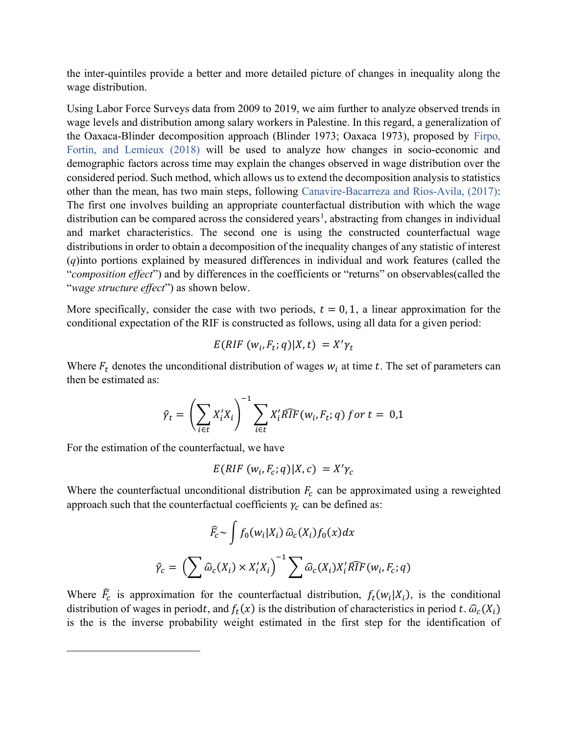the inter-quintiles provide a better and more detailed picture of changes in inequality along the wage distribution.

Using Labor Force Surveys data from 2009 to 2019, we aim further to analyze observed trends in wage levels and distribution among salary workers in Palestine. In this regard, a generalization of the Oaxaca-Blinder decomposition approach (Blinder 1973; Oaxaca 1973), proposed by Firpo, Fortin, and Lemieux (2018) will be used to analyze how changes in socio-economic and demographic factors across time may explain the changes observed in wage distribution over the considered period. Such method, which allows us to extend the decomposition analysis to statistics other than the mean, has two main steps, following Canavire-Bacarreza and Rios-Avila, (2017): The first one involves building an appropriate counterfactual distribution with which the wage distribution can be compared across the considered years[1], abstracting from changes in individual and market characteristics. The second one is using the constructed counterfactual wage distributions in order to obtain a decomposition of the inequality changes of any statistic of interest ($q$)into portions explained by measured differences in individual and work features (called the "*composition effect*") and by differences in the coefficients or "returns" on observables(called the "*wage structure effect*") as shown below.

More specifically, consider the case with two periods, $t = 0, 1$, a linear approximation for the conditional expectation of the RIF is constructed as follows, using all data for a given period:

$$E(RIF\ (w_i, F_t; q)|X, t)\ = X'\gamma_t$$

Where $F_t$ denotes the unconditional distribution of wages $w_i$ at time $t$. The set of parameters can then be estimated as:

$$\hat{\gamma}_t = \left(\sum_{i\in t} X_i' X_i\right)^{-1} \sum_{i\in t} X_i' \widehat{RIF}(w_i, F_t; q)\ for\ t =\ 0{,}1$$

For the estimation of the counterfactual, we have

$$E(RIF\ (w_i, F_c; q)|X, c)\ = X'\gamma_c$$

Where the counterfactual unconditional distribution $F_c$ can be approximated using a reweighted approach such that the counterfactual coefficients $\gamma_c$ can be defined as:

$$\widehat{F_c} \sim \int f_0(w_i|X_i)\, \widehat{\omega}_c(X_i) f_0(x) dx$$

$$\hat{\gamma}_c = \left(\sum \widehat{\omega}_c(X_i) \times X_i' X_i\right)^{-1} \sum \widehat{\omega}_c(X_i) X_i' \widehat{RIF}(w_i, F_c; q)$$

Where $\widehat{F_c}$ is approximation for the counterfactual distribution, $f_t(w_i|X_i)$, is the conditional distribution of wages in period$t$, and $f_t(x)$ is the distribution of characteristics in period $t$. $\widehat{\omega}_c(X_i)$ is the is the inverse probability weight estimated in the first step for the identification of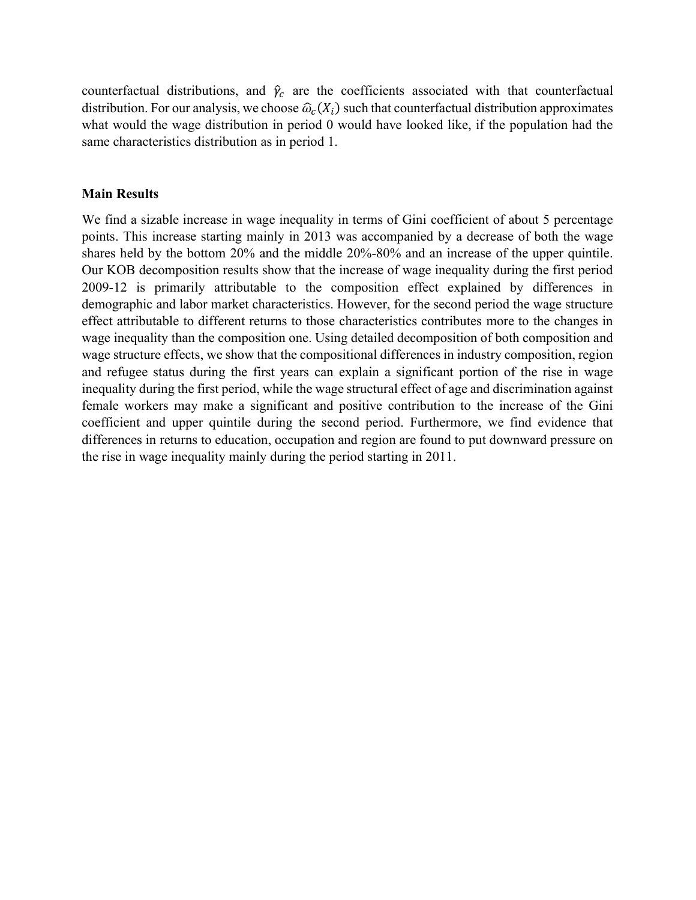counterfactual distributions, and $\hat{\gamma}_c$ are the coefficients associated with that counterfactual distribution. For our analysis, we choose $\widehat{\omega}_c(X_i)$ such that counterfactual distribution approximates what would the wage distribution in period 0 would have looked like, if the population had the same characteristics distribution as in period 1.

**Main Results**

We find a sizable increase in wage inequality in terms of Gini coefficient of about 5 percentage points. This increase starting mainly in 2013 was accompanied by a decrease of both the wage shares held by the bottom 20% and the middle 20%-80% and an increase of the upper quintile. Our KOB decomposition results show that the increase of wage inequality during the first period 2009-12 is primarily attributable to the composition effect explained by differences in demographic and labor market characteristics. However, for the second period the wage structure effect attributable to different returns to those characteristics contributes more to the changes in wage inequality than the composition one. Using detailed decomposition of both composition and wage structure effects, we show that the compositional differences in industry composition, region and refugee status during the first years can explain a significant portion of the rise in wage inequality during the first period, while the wage structural effect of age and discrimination against female workers may make a significant and positive contribution to the increase of the Gini coefficient and upper quintile during the second period. Furthermore, we find evidence that differences in returns to education, occupation and region are found to put downward pressure on the rise in wage inequality mainly during the period starting in 2011.